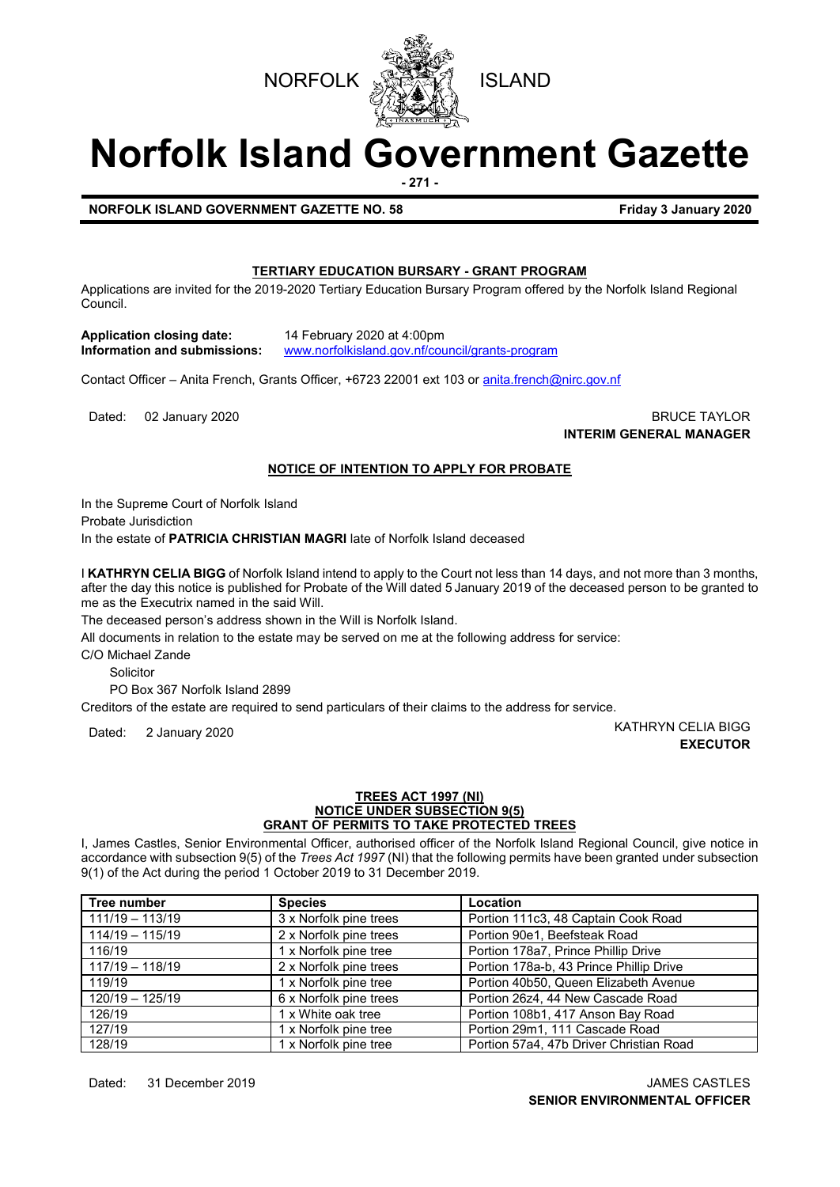NORFOLK ISLAND

# Norfolk Island Government Gazette

**NORFOLK ISLAND GOVERNMENT GAZETTE NO. 58** **Friday 3 January 2020**

## TERTIARY EDUCATION BURSARY - GRANT PROGRAM

Applications are invited for the 2019-2020 Tertiary Education Bursary Program offered by the Norfolk Island Regional Council.

**Application closing date:** 14 February 2020 at 4:00pm
**Information and submissions:** www.norfolkisland.gov.nf/council/grants-program

Contact Officer – Anita French, Grants Officer, +6723 22001 ext 103 or anita.french@nirc.gov.nf

Dated: 02 January 2020

BRUCE TAYLOR
**INTERIM GENERAL MANAGER**

## NOTICE OF INTENTION TO APPLY FOR PROBATE

In the Supreme Court of Norfolk Island
Probate Jurisdiction
In the estate of **PATRICIA CHRISTIAN MAGRI** late of Norfolk Island deceased

I **KATHRYN CELIA BIGG** of Norfolk Island intend to apply to the Court not less than 14 days, and not more than 3 months, after the day this notice is published for Probate of the Will dated 5 January 2019 of the deceased person to be granted to me as the Executrix named in the said Will.

The deceased person's address shown in the Will is Norfolk Island.

All documents in relation to the estate may be served on me at the following address for service:

C/O Michael Zande
Solicitor
PO Box 367 Norfolk Island 2899

Creditors of the estate are required to send particulars of their claims to the address for service.

Dated: 2 January 2020

KATHRYN CELIA BIGG
**EXECUTOR**

## TREES ACT 1997 (NI)
## NOTICE UNDER SUBSECTION 9(5)
## GRANT OF PERMITS TO TAKE PROTECTED TREES

I, James Castles, Senior Environmental Officer, authorised officer of the Norfolk Island Regional Council, give notice in accordance with subsection 9(5) of the *Trees Act 1997* (NI) that the following permits have been granted under subsection 9(1) of the Act during the period 1 October 2019 to 31 December 2019.

| Tree number | Species | Location |
|---|---|---|
| 111/19 – 113/19 | 3 x Norfolk pine trees | Portion 111c3, 48 Captain Cook Road |
| 114/19 – 115/19 | 2 x Norfolk pine trees | Portion 90e1, Beefsteak Road |
| 116/19 | 1 x Norfolk pine tree | Portion 178a7, Prince Phillip Drive |
| 117/19 – 118/19 | 2 x Norfolk pine trees | Portion 178a-b, 43 Prince Phillip Drive |
| 119/19 | 1 x Norfolk pine tree | Portion 40b50, Queen Elizabeth Avenue |
| 120/19 – 125/19 | 6 x Norfolk pine trees | Portion 26z4, 44 New Cascade Road |
| 126/19 | 1 x White oak tree | Portion 108b1, 417 Anson Bay Road |
| 127/19 | 1 x Norfolk pine tree | Portion 29m1, 111 Cascade Road |
| 128/19 | 1 x Norfolk pine tree | Portion 57a4, 47b Driver Christian Road |

Dated: 31 December 2019

JAMES CASTLES
**SENIOR ENVIRONMENTAL OFFICER**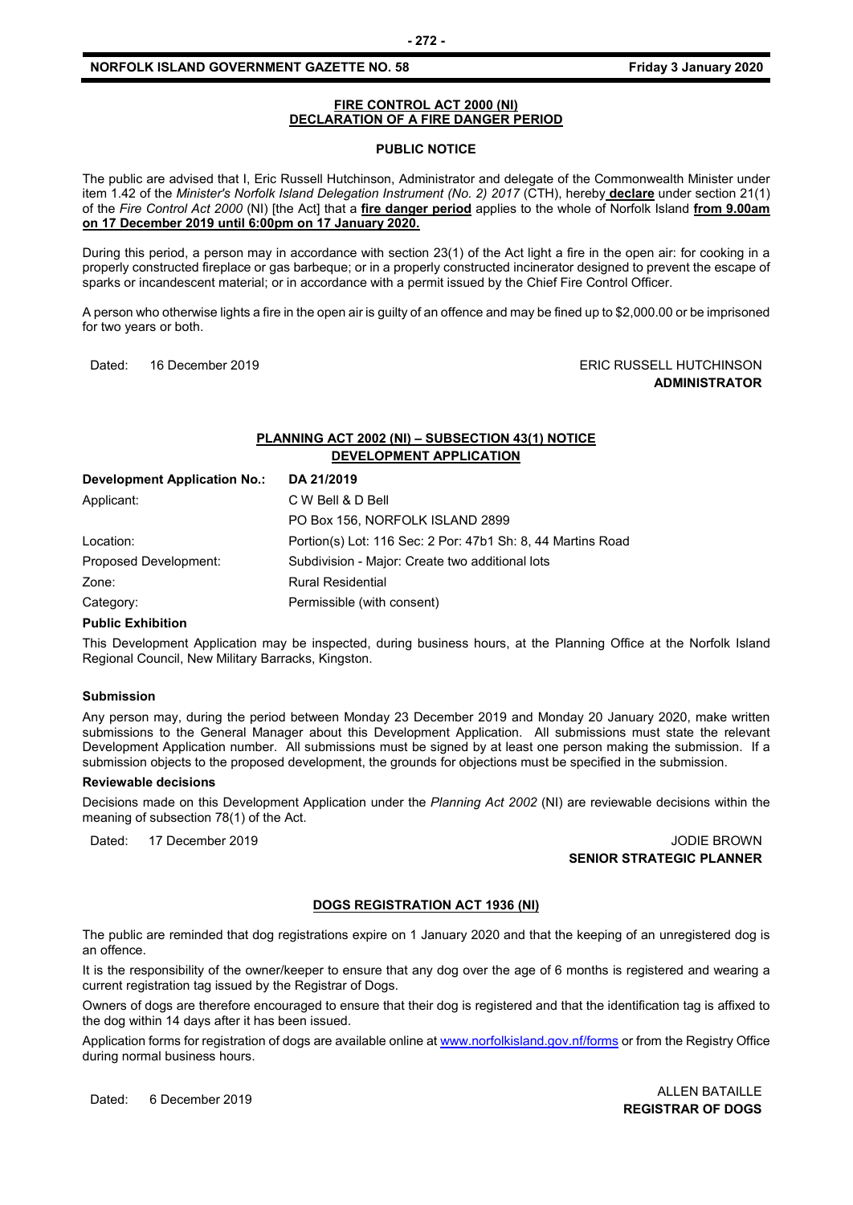## FIRE CONTROL ACT 2000 (NI) DECLARATION OF A FIRE DANGER PERIOD

**PUBLIC NOTICE**

The public are advised that I, Eric Russell Hutchinson, Administrator and delegate of the Commonwealth Minister under item 1.42 of the *Minister's Norfolk Island Delegation Instrument (No. 2) 2017* (CTH), hereby **declare** under section 21(1) of the *Fire Control Act 2000* (NI) [the Act] that a **fire danger period** applies to the whole of Norfolk Island **from 9.00am on 17 December 2019 until 6:00pm on 17 January 2020.**

During this period, a person may in accordance with section 23(1) of the Act light a fire in the open air: for cooking in a properly constructed fireplace or gas barbeque; or in a properly constructed incinerator designed to prevent the escape of sparks or incandescent material; or in accordance with a permit issued by the Chief Fire Control Officer.

A person who otherwise lights a fire in the open air is guilty of an offence and may be fined up to $2,000.00 or be imprisoned for two years or both.

Dated: 16 December 2019

ERIC RUSSELL HUTCHINSON
**ADMINISTRATOR**

## PLANNING ACT 2002 (NI) – SUBSECTION 43(1) NOTICE DEVELOPMENT APPLICATION

| **Development Application No.:** | **DA 21/2019** |
|---|---|
| Applicant: | C W Bell & D Bell |
| | PO Box 156, NORFOLK ISLAND 2899 |
| Location: | Portion(s) Lot: 116 Sec: 2 Por: 47b1 Sh: 8, 44 Martins Road |
| Proposed Development: | Subdivision - Major: Create two additional lots |
| Zone: | Rural Residential |
| Category: | Permissible (with consent) |

**Public Exhibition**

This Development Application may be inspected, during business hours, at the Planning Office at the Norfolk Island Regional Council, New Military Barracks, Kingston.

**Submission**

Any person may, during the period between Monday 23 December 2019 and Monday 20 January 2020, make written submissions to the General Manager about this Development Application. All submissions must state the relevant Development Application number. All submissions must be signed by at least one person making the submission. If a submission objects to the proposed development, the grounds for objections must be specified in the submission.

**Reviewable decisions**

Decisions made on this Development Application under the *Planning Act 2002* (NI) are reviewable decisions within the meaning of subsection 78(1) of the Act.

Dated: 17 December 2019

JODIE BROWN
**SENIOR STRATEGIC PLANNER**

## DOGS REGISTRATION ACT 1936 (NI)

The public are reminded that dog registrations expire on 1 January 2020 and that the keeping of an unregistered dog is an offence.

It is the responsibility of the owner/keeper to ensure that any dog over the age of 6 months is registered and wearing a current registration tag issued by the Registrar of Dogs.

Owners of dogs are therefore encouraged to ensure that their dog is registered and that the identification tag is affixed to the dog within 14 days after it has been issued.

Application forms for registration of dogs are available online at www.norfolkisland.gov.nf/forms or from the Registry Office during normal business hours.

Dated: 6 December 2019

ALLEN BATAILLE
**REGISTRAR OF DOGS**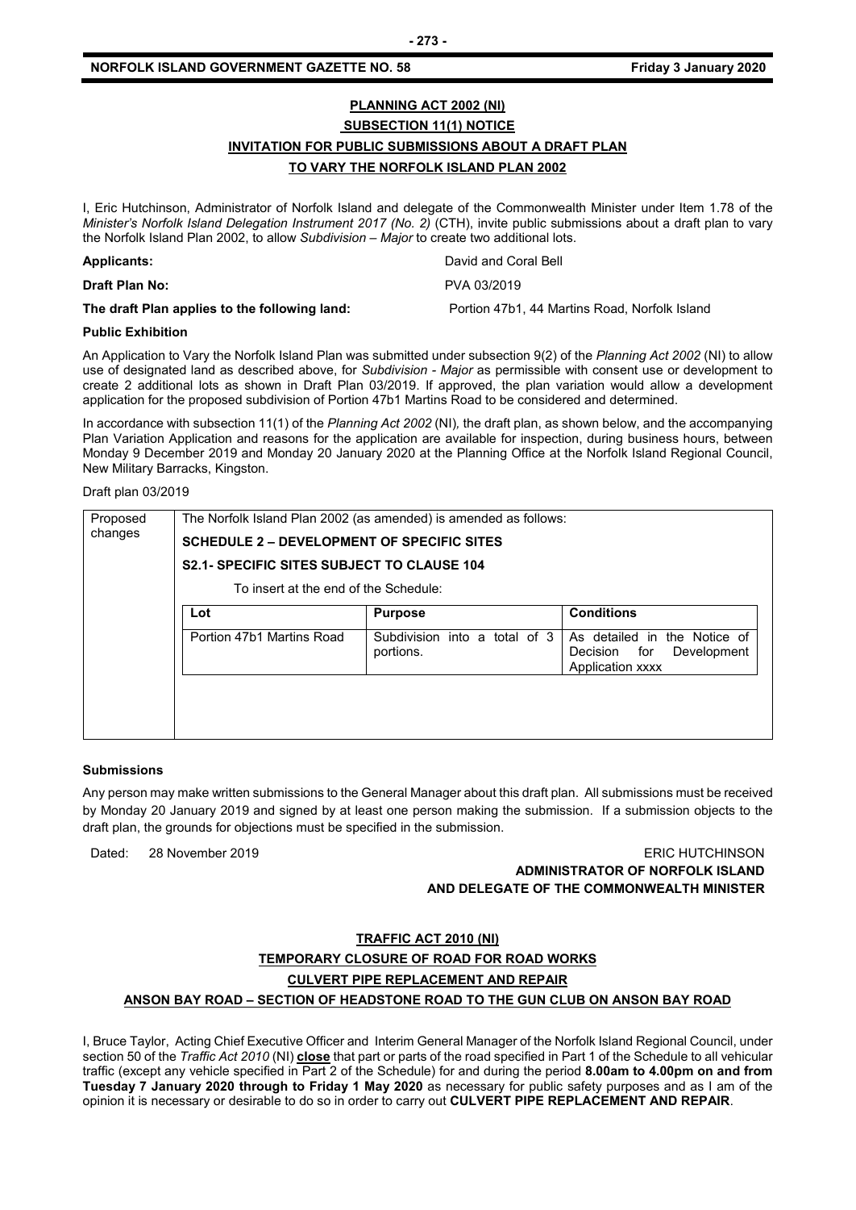## PLANNING ACT 2002 (NI)

## SUBSECTION 11(1) NOTICE

## INVITATION FOR PUBLIC SUBMISSIONS ABOUT A DRAFT PLAN

## TO VARY THE NORFOLK ISLAND PLAN 2002

I, Eric Hutchinson, Administrator of Norfolk Island and delegate of the Commonwealth Minister under Item 1.78 of the *Minister's Norfolk Island Delegation Instrument 2017 (No. 2)* (CTH), invite public submissions about a draft plan to vary the Norfolk Island Plan 2002, to allow *Subdivision – Major* to create two additional lots.

**Applicants:** David and Coral Bell

**Draft Plan No:** PVA 03/2019

**The draft Plan applies to the following land:** Portion 47b1, 44 Martins Road, Norfolk Island

**Public Exhibition**

An Application to Vary the Norfolk Island Plan was submitted under subsection 9(2) of the *Planning Act 2002* (NI) to allow use of designated land as described above, for *Subdivision - Major* as permissible with consent use or development to create 2 additional lots as shown in Draft Plan 03/2019. If approved, the plan variation would allow a development application for the proposed subdivision of Portion 47b1 Martins Road to be considered and determined.

In accordance with subsection 11(1) of the *Planning Act 2002* (NI), the draft plan, as shown below, and the accompanying Plan Variation Application and reasons for the application are available for inspection, during business hours, between Monday 9 December 2019 and Monday 20 January 2020 at the Planning Office at the Norfolk Island Regional Council, New Military Barracks, Kingston.

Draft plan 03/2019

Proposed changes

The Norfolk Island Plan 2002 (as amended) is amended as follows:

**SCHEDULE 2 – DEVELOPMENT OF SPECIFIC SITES**

**S2.1- SPECIFIC SITES SUBJECT TO CLAUSE 104**

To insert at the end of the Schedule:

| Lot | Purpose | Conditions |
|---|---|---|
| Portion 47b1 Martins Road | Subdivision into a total of 3 portions. | As detailed in the Notice of Decision for Development Application xxxx |

**Submissions**

Any person may make written submissions to the General Manager about this draft plan. All submissions must be received by Monday 20 January 2019 and signed by at least one person making the submission. If a submission objects to the draft plan, the grounds for objections must be specified in the submission.

Dated: 28 November 2019

ERIC HUTCHINSON
**ADMINISTRATOR OF NORFOLK ISLAND AND DELEGATE OF THE COMMONWEALTH MINISTER**

## TRAFFIC ACT 2010 (NI)

## TEMPORARY CLOSURE OF ROAD FOR ROAD WORKS

## CULVERT PIPE REPLACEMENT AND REPAIR

## ANSON BAY ROAD – SECTION OF HEADSTONE ROAD TO THE GUN CLUB ON ANSON BAY ROAD

I, Bruce Taylor, Acting Chief Executive Officer and Interim General Manager of the Norfolk Island Regional Council, under section 50 of the *Traffic Act 2010* (NI) **close** that part or parts of the road specified in Part 1 of the Schedule to all vehicular traffic (except any vehicle specified in Part 2 of the Schedule) for and during the period **8.00am to 4.00pm on and from Tuesday 7 January 2020 through to Friday 1 May 2020** as necessary for public safety purposes and as I am of the opinion it is necessary or desirable to do so in order to carry out **CULVERT PIPE REPLACEMENT AND REPAIR**.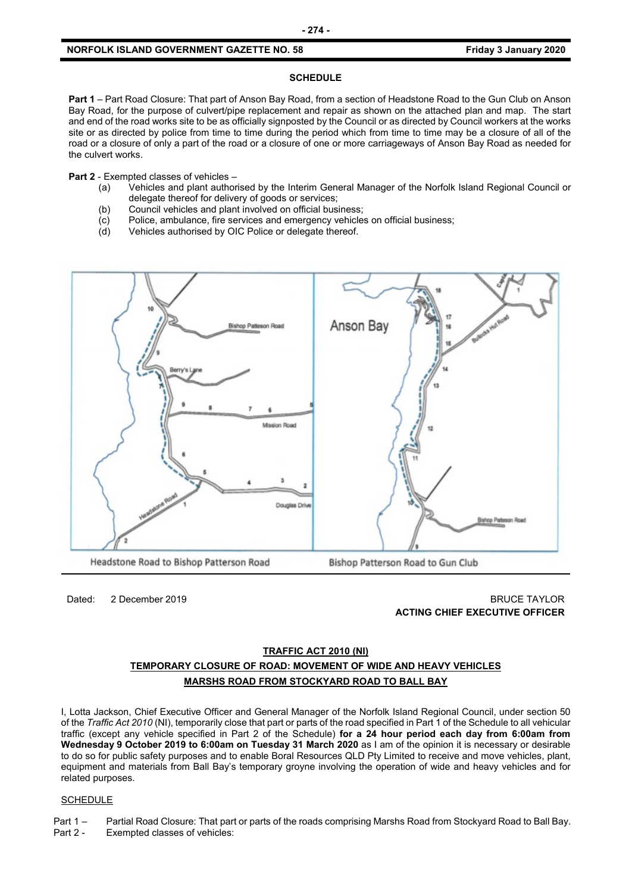**SCHEDULE**

**Part 1** – Part Road Closure: That part of Anson Bay Road, from a section of Headstone Road to the Gun Club on Anson Bay Road, for the purpose of culvert/pipe replacement and repair as shown on the attached plan and map. The start and end of the road works site to be as officially signposted by the Council or as directed by Council workers at the works site or as directed by police from time to time during the period which from time to time may be a closure of all of the road or a closure of only a part of the road or a closure of one or more carriageways of Anson Bay Road as needed for the culvert works.

**Part 2** - Exempted classes of vehicles –

(a) Vehicles and plant authorised by the Interim General Manager of the Norfolk Island Regional Council or delegate thereof for delivery of goods or services;

(b) Council vehicles and plant involved on official business;

(c) Police, ambulance, fire services and emergency vehicles on official business;

(d) Vehicles authorised by OIC Police or delegate thereof.

Headstone Road to Bishop Patterson Road | Bishop Patterson Road to Gun Club

Dated: 2 December 2019

BRUCE TAYLOR
**ACTING CHIEF EXECUTIVE OFFICER**

**TRAFFIC ACT 2010 (NI)**

**TEMPORARY CLOSURE OF ROAD: MOVEMENT OF WIDE AND HEAVY VEHICLES**

**MARSHS ROAD FROM STOCKYARD ROAD TO BALL BAY**

I, Lotta Jackson, Chief Executive Officer and General Manager of the Norfolk Island Regional Council, under section 50 of the *Traffic Act 2010* (NI), temporarily close that part or parts of the road specified in Part 1 of the Schedule to all vehicular traffic (except any vehicle specified in Part 2 of the Schedule) **for a 24 hour period each day from 6:00am from Wednesday 9 October 2019 to 6:00am on Tuesday 31 March 2020** as I am of the opinion it is necessary or desirable to do so for public safety purposes and to enable Boral Resources QLD Pty Limited to receive and move vehicles, plant, equipment and materials from Ball Bay's temporary groyne involving the operation of wide and heavy vehicles and for related purposes.

SCHEDULE

Part 1 – Partial Road Closure: That part or parts of the roads comprising Marshs Road from Stockyard Road to Ball Bay.

Part 2 - Exempted classes of vehicles: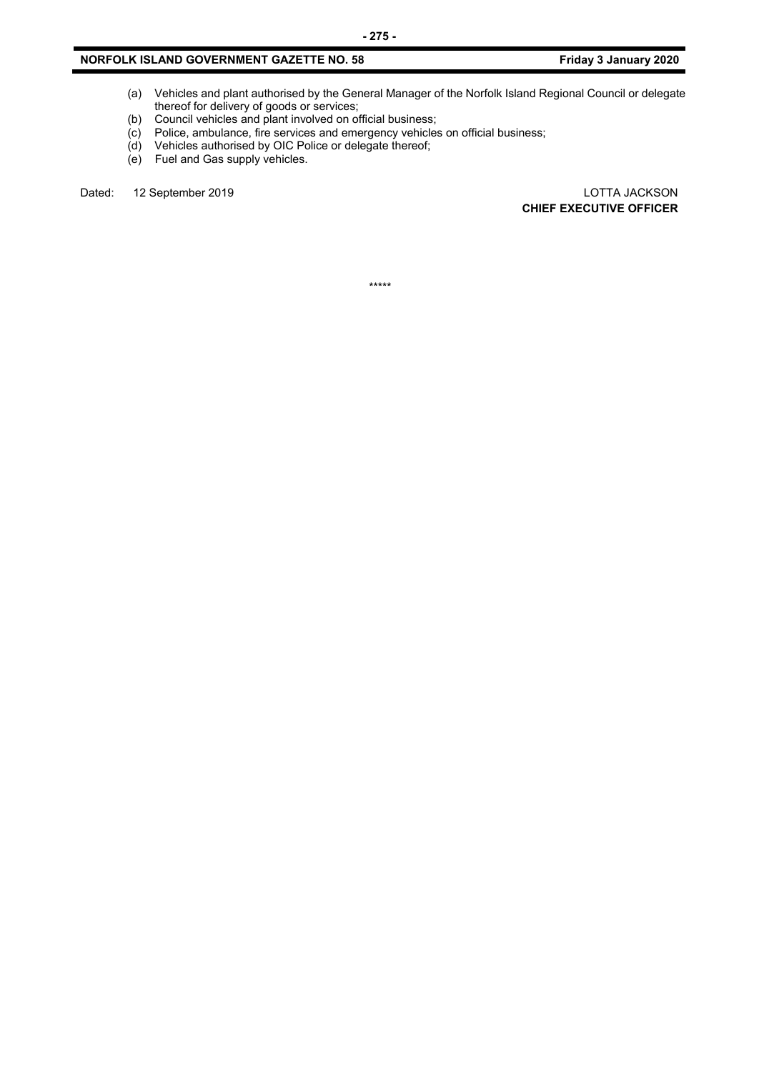(a) Vehicles and plant authorised by the General Manager of the Norfolk Island Regional Council or delegate thereof for delivery of goods or services;
(b) Council vehicles and plant involved on official business;
(c) Police, ambulance, fire services and emergency vehicles on official business;
(d) Vehicles authorised by OIC Police or delegate thereof;
(e) Fuel and Gas supply vehicles.

Dated: 12 September 2019

LOTTA JACKSON
**CHIEF EXECUTIVE OFFICER**

*****